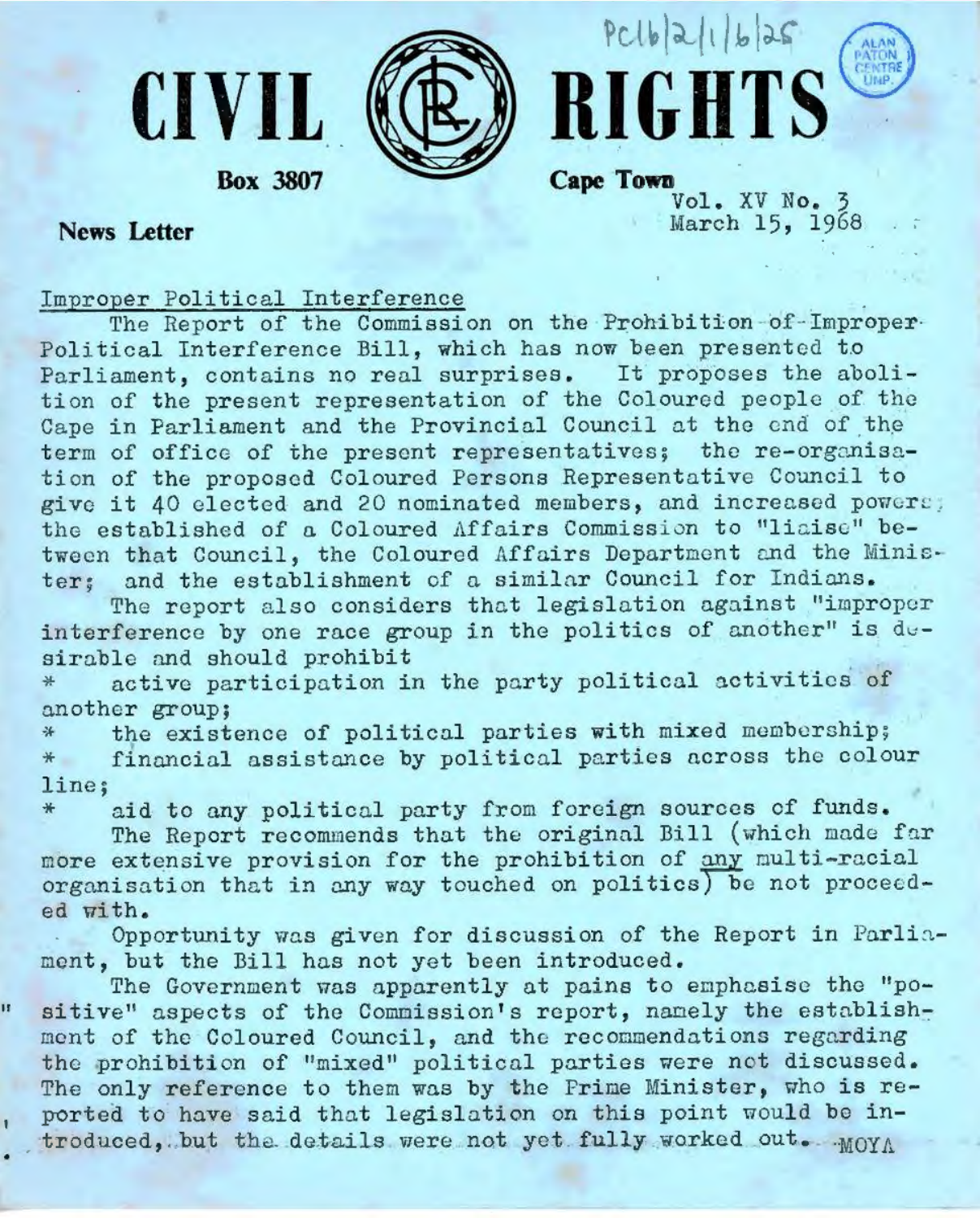# CIVIL RIGHTS

**Box 3807** **Cape Town**

**News Letter**

Vol. XV No. 3
March 15, 1968

PC16/2/1/6/25

Improper Political Interference

The Report of the Commission on the Prohibition of Improper Political Interference Bill, which has now been presented to Parliament, contains no real surprises. It proposes the abolition of the present representation of the Coloured people of the Cape in Parliament and the Provincial Council at the end of the term of office of the present representatives; the re-organisation of the proposed Coloured Persons Representative Council to give it 40 elected and 20 nominated members, and increased powers; the established of a Coloured Affairs Commission to "liaise" between that Council, the Coloured Affairs Department and the Minister; and the establishment of a similar Council for Indians.

The report also considers that legislation against "improper interference by one race group in the politics of another" is desirable and should prohibit

* active participation in the party political activities of another group;
* the existence of political parties with mixed membership;
* financial assistance by political parties across the colour line;
* aid to any political party from foreign sources of funds.

The Report recommends that the original Bill (which made far more extensive provision for the prohibition of <u>any</u> multi-racial organisation that in any way touched on politics) be not proceeded with.

Opportunity was given for discussion of the Report in Parliament, but the Bill has not yet been introduced.

The Government was apparently at pains to emphasise the "positive" aspects of the Commission's report, namely the establishment of the Coloured Council, and the recommendations regarding the prohibition of "mixed" political parties were not discussed. The only reference to them was by the Prime Minister, who is reported to have said that legislation on this point would be introduced, but the details were not yet fully worked out. MOYA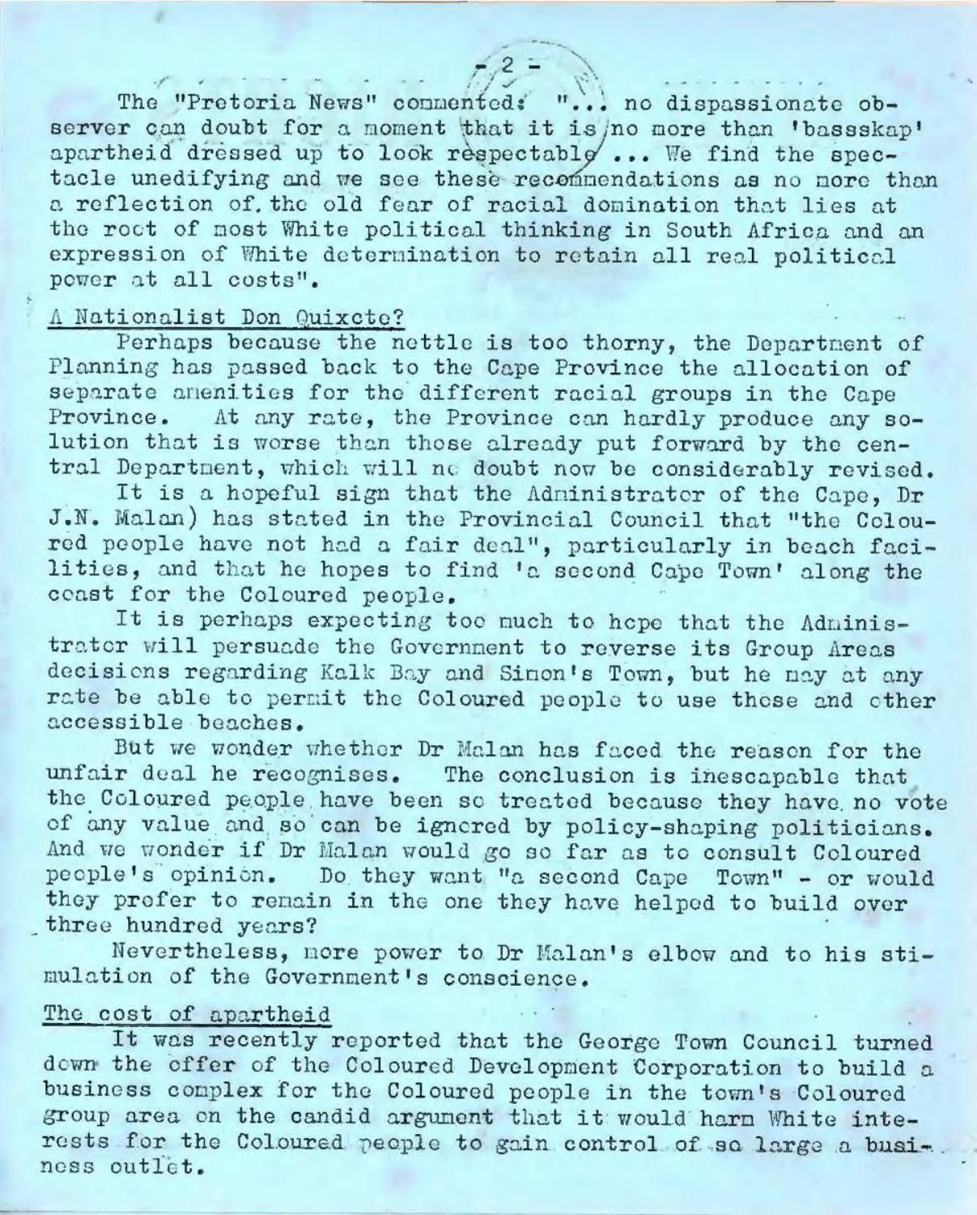The "Pretoria News" commented: "... no dispassionate observer can doubt for a moment that it is no more than 'bassskap' apartheid dressed up to look respectable ... We find the spectacle unedifying and we see these recommendations as no more than a reflection of the old fear of racial domination that lies at the root of most White political thinking in South Africa and an expression of White determination to retain all real political power at all costs".

## A Nationalist Don Quixote?

Perhaps because the nettle is too thorny, the Department of Planning has passed back to the Cape Province the allocation of separate amenities for the different racial groups in the Cape Province. At any rate, the Province can hardly produce any solution that is worse than those already put forward by the central Department, which will no doubt now be considerably revised.

It is a hopeful sign that the Administrator of the Cape, Dr J.N. Malan) has stated in the Provincial Council that "the Coloured people have not had a fair deal", particularly in beach facilities, and that he hopes to find 'a second Cape Town' along the coast for the Coloured people.

It is perhaps expecting too much to hope that the Administrator will persuade the Government to reverse its Group Areas decisions regarding Kalk Bay and Simon's Town, but he may at any rate be able to permit the Coloured people to use these and other accessible beaches.

But we wonder whether Dr Malan has faced the reason for the unfair deal he recognises. The conclusion is inescapable that the Coloured people have been so treated because they have no vote of any value and so can be ignored by policy-shaping politicians. And we wonder if Dr Malan would go so far as to consult Coloured people's opinion. Do they want "a second Cape Town" - or would they prefer to remain in the one they have helped to build over three hundred years?

Nevertheless, more power to Dr Malan's elbow and to his stimulation of the Government's conscience.

## The cost of apartheid

It was recently reported that the George Town Council turned down the offer of the Coloured Development Corporation to build a business complex for the Coloured people in the town's Coloured group area on the candid argument that it would harm White interests for the Coloured people to gain control of so large a business outlet.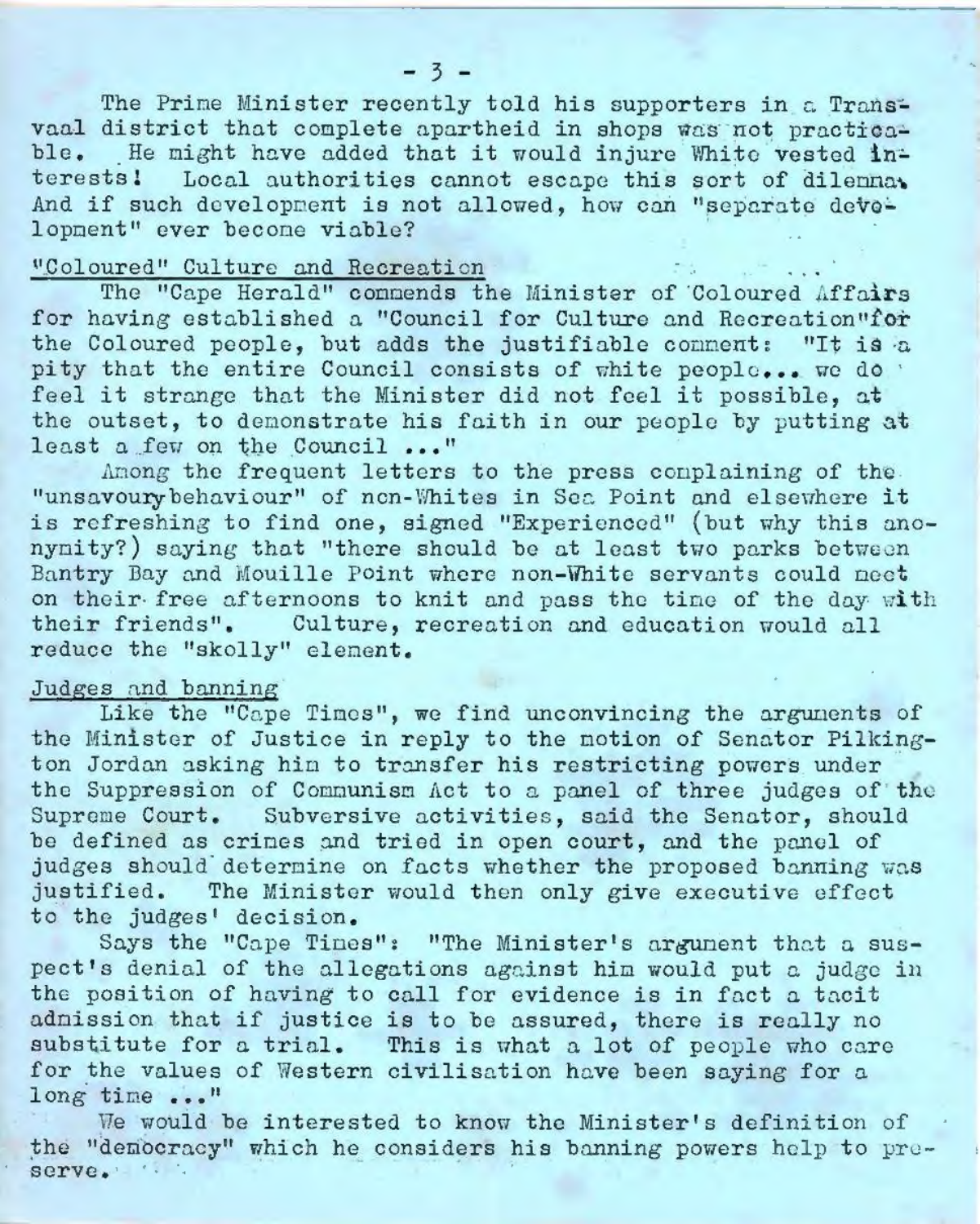The Prime Minister recently told his supporters in a Transvaal district that complete apartheid in shops was not practicable. He might have added that it would injure White vested interests! Local authorities cannot escape this sort of dilemma. And if such development is not allowed, how can "separate development" ever become viable?

## "Coloured" Culture and Recreation

The "Cape Herald" commends the Minister of Coloured Affairs for having established a "Council for Culture and Recreation" for the Coloured people, but adds the justifiable comment: "It is a pity that the entire Council consists of white people... we do feel it strange that the Minister did not feel it possible, at the outset, to demonstrate his faith in our people by putting at least a few on the Council ..."

Among the frequent letters to the press complaining of the "unsavoury behaviour" of non-Whites in Sea Point and elsewhere it is refreshing to find one, signed "Experienced" (but why this anonymity?) saying that "there should be at least two parks between Bantry Bay and Mouille Point where non-White servants could meet on their free afternoons to knit and pass the time of the day with their friends". Culture, recreation and education would all reduce the "skolly" element.

## Judges and banning

Like the "Cape Times", we find unconvincing the arguments of the Minister of Justice in reply to the motion of Senator Pilkington Jordan asking him to transfer his restricting powers under the Suppression of Communism Act to a panel of three judges of the Supreme Court. Subversive activities, said the Senator, should be defined as crimes and tried in open court, and the panel of judges should determine on facts whether the proposed banning was justified. The Minister would then only give executive effect to the judges' decision.

Says the "Cape Times": "The Minister's argument that a suspect's denial of the allegations against him would put a judge in the position of having to call for evidence is in fact a tacit admission that if justice is to be assured, there is really no substitute for a trial. This is what a lot of people who care for the values of Western civilisation have been saying for a long time ..."

We would be interested to know the Minister's definition of the "democracy" which he considers his banning powers help to preserve.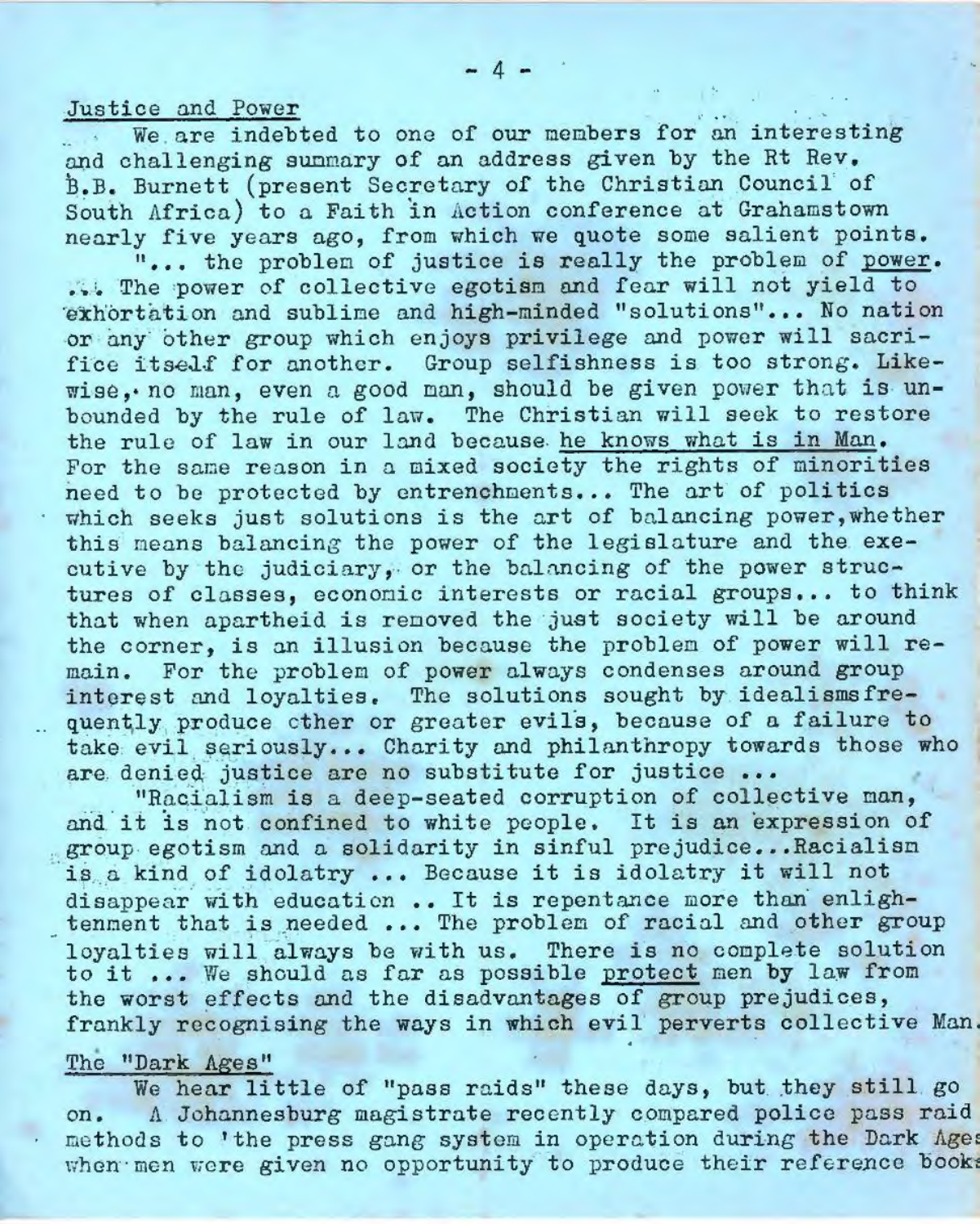## Justice and Power

We are indebted to one of our members for an interesting and challenging summary of an address given by the Rt Rev. B.B. Burnett (present Secretary of the Christian Council of South Africa) to a Faith in Action conference at Grahamstown nearly five years ago, from which we quote some salient points.

"... the problem of justice is really the problem of power. ... The power of collective egotism and fear will not yield to exhortation and sublime and high-minded "solutions"... No nation or any other group which enjoys privilege and power will sacrifice itself for another. Group selfishness is too strong. Likewise, no man, even a good man, should be given power that is unbounded by the rule of law. The Christian will seek to restore the rule of law in our land because he knows what is in Man. For the same reason in a mixed society the rights of minorities need to be protected by entrenchments... The art of politics which seeks just solutions is the art of balancing power, whether this means balancing the power of the legislature and the executive by the judiciary, or the balancing of the power structures of classes, economic interests or racial groups... to think that when apartheid is removed the just society will be around the corner, is an illusion because the problem of power will remain. For the problem of power always condenses around group interest and loyalties. The solutions sought by idealisms frequently produce other or greater evils, because of a failure to take evil seriously... Charity and philanthropy towards those who are denied justice are no substitute for justice ...

"Racialism is a deep-seated corruption of collective man, and it is not confined to white people. It is an expression of group egotism and a solidarity in sinful prejudice...Racialism is a kind of idolatry ... Because it is idolatry it will not disappear with education .. It is repentance more than enlightenment that is needed ... The problem of racial and other group loyalties will always be with us. There is no complete solution to it ... We should as far as possible protect men by law from the worst effects and the disadvantages of group prejudices, frankly recognising the ways in which evil perverts collective Man.

## The "Dark Ages"

We hear little of "pass raids" these days, but they still go on. A Johannesburg magistrate recently compared police pass raid methods to 'the press gang system in operation during the Dark Ages when men were given no opportunity to produce their reference books